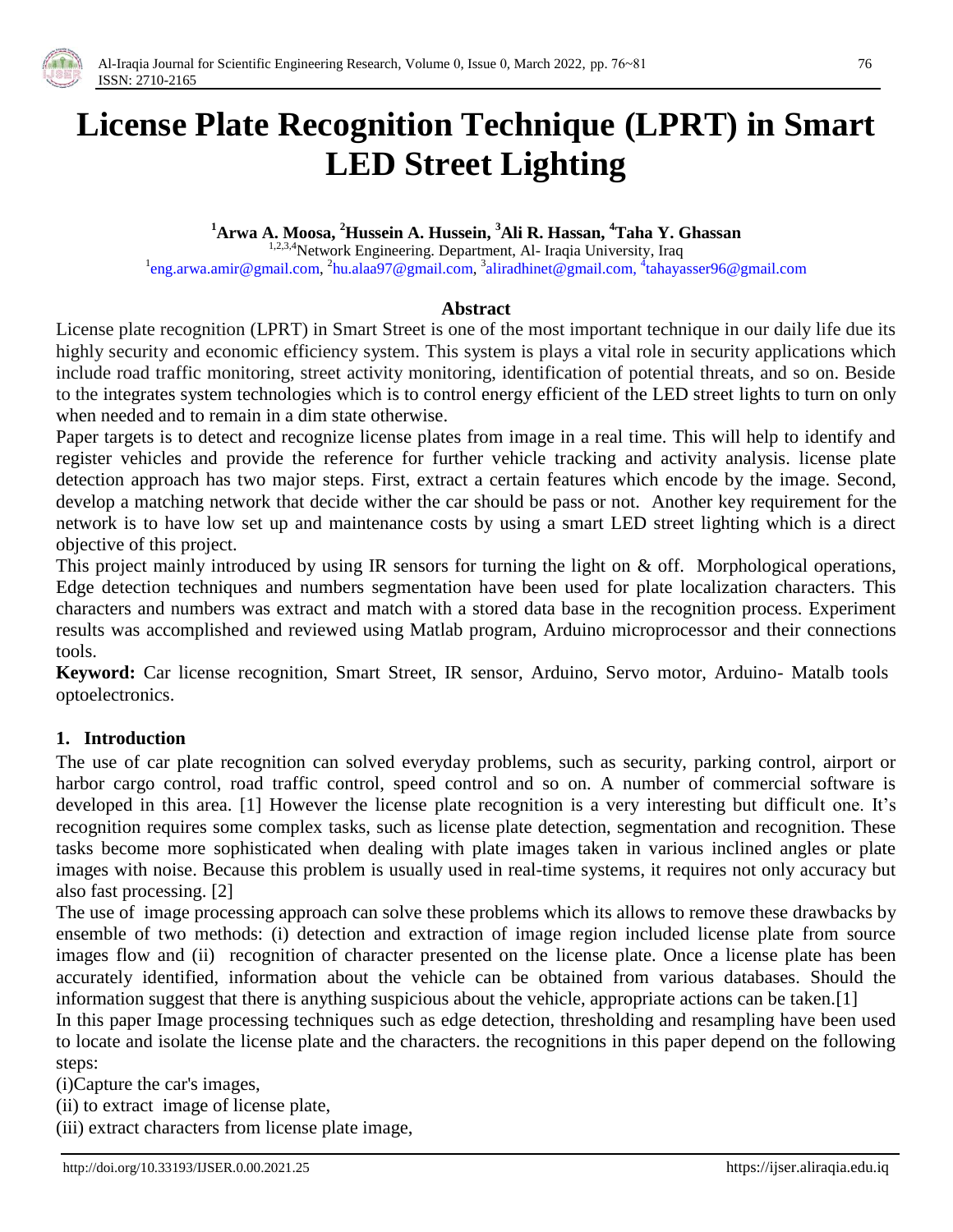# License Plate Recognition Technique (LPRT) in Smart LED Street Lighting

**[1]Arwa A. Moosa, [2]Hussein A. Hussein, [3]Ali R. Hassan, [4]Taha Y. Ghassan**

[1,2,3,4]Network Engineering. Department, Al- Iraqia University, Iraq

[1]eng.arwa.amir@gmail.com, [2]hu.alaa97@gmail.com, [3]aliradhinet@gmail.com, [4]tahayasser96@gmail.com

## Abstract

License plate recognition (LPRT) in Smart Street is one of the most important technique in our daily life due its highly security and economic efficiency system. This system is plays a vital role in security applications which include road traffic monitoring, street activity monitoring, identification of potential threats, and so on. Beside to the integrates system technologies which is to control energy efficient of the LED street lights to turn on only when needed and to remain in a dim state otherwise.

Paper targets is to detect and recognize license plates from image in a real time. This will help to identify and register vehicles and provide the reference for further vehicle tracking and activity analysis. license plate detection approach has two major steps. First, extract a certain features which encode by the image. Second, develop a matching network that decide wither the car should be pass or not. Another key requirement for the network is to have low set up and maintenance costs by using a smart LED street lighting which is a direct objective of this project.

This project mainly introduced by using IR sensors for turning the light on & off. Morphological operations, Edge detection techniques and numbers segmentation have been used for plate localization characters. This characters and numbers was extract and match with a stored data base in the recognition process. Experiment results was accomplished and reviewed using Matlab program, Arduino microprocessor and their connections tools.

**Keyword:** Car license recognition, Smart Street, IR sensor, Arduino, Servo motor, Arduino- Matalb tools optoelectronics.

## 1. Introduction

The use of car plate recognition can solved everyday problems, such as security, parking control, airport or harbor cargo control, road traffic control, speed control and so on. A number of commercial software is developed in this area. [1] However the license plate recognition is a very interesting but difficult one. It's recognition requires some complex tasks, such as license plate detection, segmentation and recognition. These tasks become more sophisticated when dealing with plate images taken in various inclined angles or plate images with noise. Because this problem is usually used in real-time systems, it requires not only accuracy but also fast processing. [2]

The use of image processing approach can solve these problems which its allows to remove these drawbacks by ensemble of two methods: (i) detection and extraction of image region included license plate from source images flow and (ii) recognition of character presented on the license plate. Once a license plate has been accurately identified, information about the vehicle can be obtained from various databases. Should the information suggest that there is anything suspicious about the vehicle, appropriate actions can be taken.[1]

In this paper Image processing techniques such as edge detection, thresholding and resampling have been used to locate and isolate the license plate and the characters. the recognitions in this paper depend on the following steps:

(i)Capture the car's images,

(ii) to extract image of license plate,

(iii) extract characters from license plate image,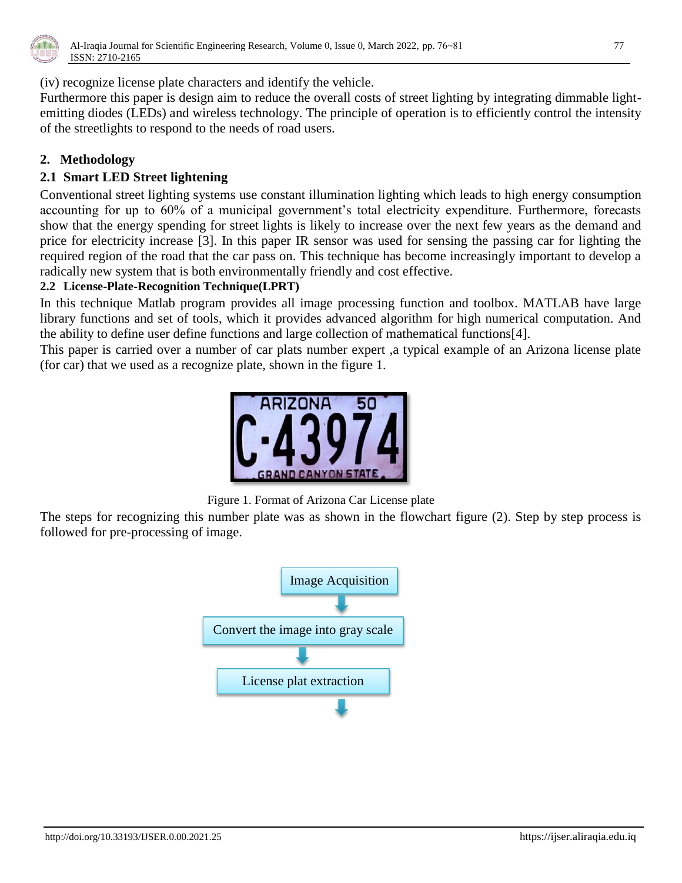(iv) recognize license plate characters and identify the vehicle.

Furthermore this paper is design aim to reduce the overall costs of street lighting by integrating dimmable light-emitting diodes (LEDs) and wireless technology. The principle of operation is to efficiently control the intensity of the streetlights to respond to the needs of road users.

## 2. Methodology

### 2.1 Smart LED Street lightening

Conventional street lighting systems use constant illumination lighting which leads to high energy consumption accounting for up to 60% of a municipal government's total electricity expenditure. Furthermore, forecasts show that the energy spending for street lights is likely to increase over the next few years as the demand and price for electricity increase [3]. In this paper IR sensor was used for sensing the passing car for lighting the required region of the road that the car pass on. This technique has become increasingly important to develop a radically new system that is both environmentally friendly and cost effective.

### 2.2 License-Plate-Recognition Technique(LPRT)

In this technique Matlab program provides all image processing function and toolbox. MATLAB have large library functions and set of tools, which it provides advanced algorithm for high numerical computation. And the ability to define user define functions and large collection of mathematical functions[4].

This paper is carried over a number of car plats number expert ,a typical example of an Arizona license plate (for car) that we used as a recognize plate, shown in the figure 1.

Figure 1. Format of Arizona Car License plate

The steps for recognizing this number plate was as shown in the flowchart figure (2). Step by step process is followed for pre-processing of image.

Image Acquisition

Convert the image into gray scale

License plat extraction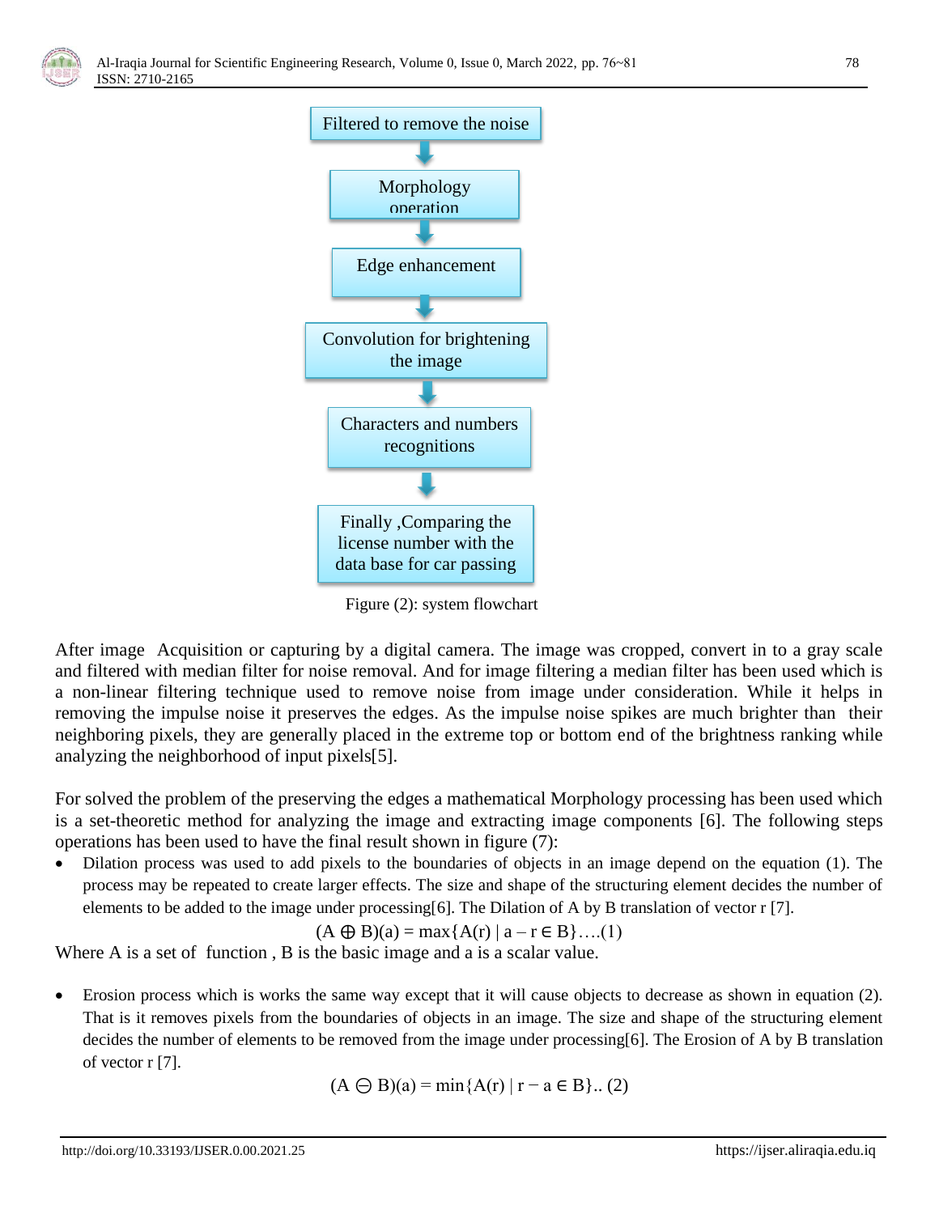Filtered to remove the noise

Morphology operation

Edge enhancement

Convolution for brightening the image

Characters and numbers recognitions

Finally ,Comparing the license number with the data base for car passing

Figure (2): system flowchart

After image Acquisition or capturing by a digital camera. The image was cropped, convert in to a gray scale and filtered with median filter for noise removal. And for image filtering a median filter has been used which is a non-linear filtering technique used to remove noise from image under consideration. While it helps in removing the impulse noise it preserves the edges. As the impulse noise spikes are much brighter than their neighboring pixels, they are generally placed in the extreme top or bottom end of the brightness ranking while analyzing the neighborhood of input pixels[5].

For solved the problem of the preserving the edges a mathematical Morphology processing has been used which is a set-theoretic method for analyzing the image and extracting image components [6]. The following steps operations has been used to have the final result shown in figure (7):

- Dilation process was used to add pixels to the boundaries of objects in an image depend on the equation (1). The process may be repeated to create larger effects. The size and shape of the structuring element decides the number of elements to be added to the image under processing[6]. The Dilation of A by B translation of vector r [7].

$$(A \oplus B)(a) = \max\{A(r) \mid a - r \in B\} \quad \ldots.(1)$$

Where A is a set of function , B is the basic image and a is a scalar value.

- Erosion process which is works the same way except that it will cause objects to decrease as shown in equation (2). That is it removes pixels from the boundaries of objects in an image. The size and shape of the structuring element decides the number of elements to be removed from the image under processing[6]. The Erosion of A by B translation of vector r [7].

$$(A \ominus B)(a) = \min\{A(r) \mid r - a \in B\} \quad .. (2)$$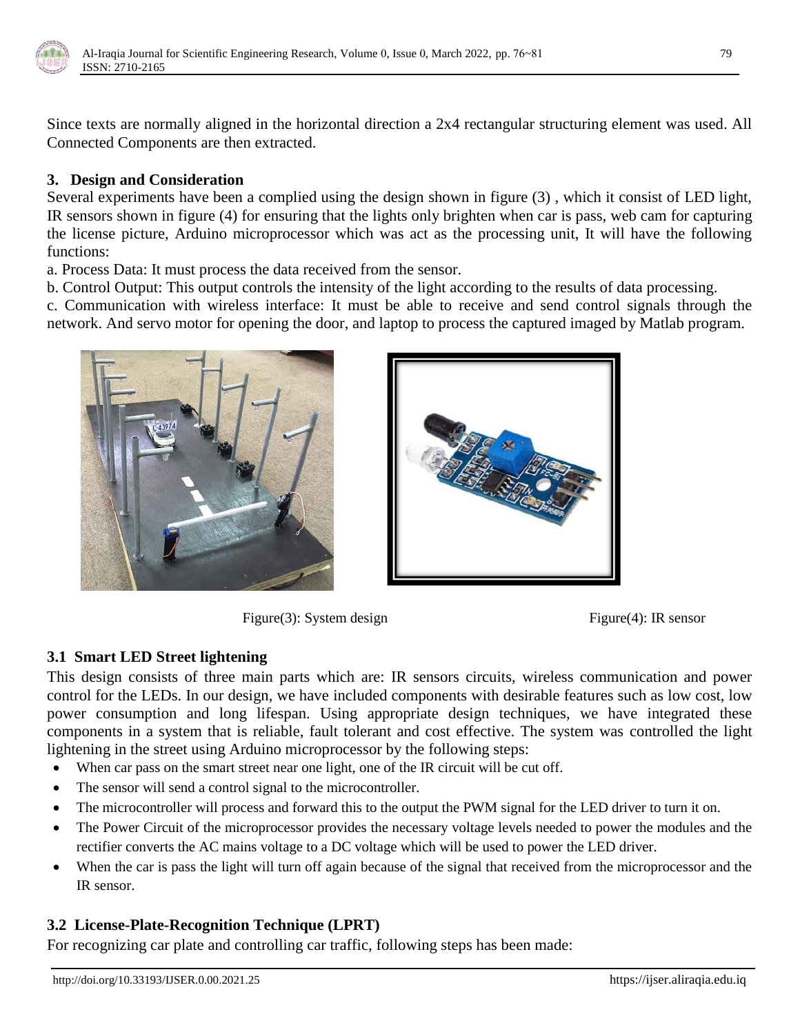Since texts are normally aligned in the horizontal direction a 2x4 rectangular structuring element was used. All Connected Components are then extracted.

## 3. Design and Consideration

Several experiments have been a complied using the design shown in figure (3) , which it consist of LED light, IR sensors shown in figure (4) for ensuring that the lights only brighten when car is pass, web cam for capturing the license picture, Arduino microprocessor which was act as the processing unit, It will have the following functions:

a. Process Data: It must process the data received from the sensor.

b. Control Output: This output controls the intensity of the light according to the results of data processing.

c. Communication with wireless interface: It must be able to receive and send control signals through the network. And servo motor for opening the door, and laptop to process the captured imaged by Matlab program.

Figure(3): System design

Figure(4): IR sensor

### 3.1 Smart LED Street lightening

This design consists of three main parts which are: IR sensors circuits, wireless communication and power control for the LEDs. In our design, we have included components with desirable features such as low cost, low power consumption and long lifespan. Using appropriate design techniques, we have integrated these components in a system that is reliable, fault tolerant and cost effective. The system was controlled the light lightening in the street using Arduino microprocessor by the following steps:

- When car pass on the smart street near one light, one of the IR circuit will be cut off.
- The sensor will send a control signal to the microcontroller.
- The microcontroller will process and forward this to the output the PWM signal for the LED driver to turn it on.
- The Power Circuit of the microprocessor provides the necessary voltage levels needed to power the modules and the rectifier converts the AC mains voltage to a DC voltage which will be used to power the LED driver.
- When the car is pass the light will turn off again because of the signal that received from the microprocessor and the IR sensor.

### 3.2 License-Plate-Recognition Technique (LPRT)

For recognizing car plate and controlling car traffic, following steps has been made: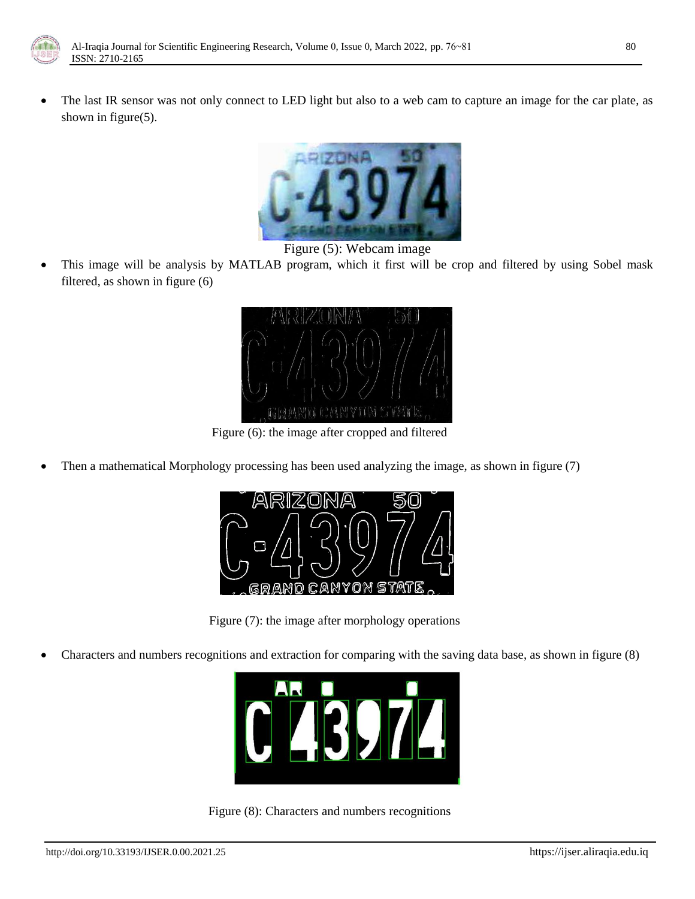- The last IR sensor was not only connect to LED light but also to a web cam to capture an image for the car plate, as shown in figure(5).

Figure (5): Webcam image

- This image will be analysis by MATLAB program, which it first will be crop and filtered by using Sobel mask filtered, as shown in figure (6)

Figure (6): the image after cropped and filtered

- Then a mathematical Morphology processing has been used analyzing the image, as shown in figure (7)

Figure (7): the image after morphology operations

- Characters and numbers recognitions and extraction for comparing with the saving data base, as shown in figure (8)

Figure (8): Characters and numbers recognitions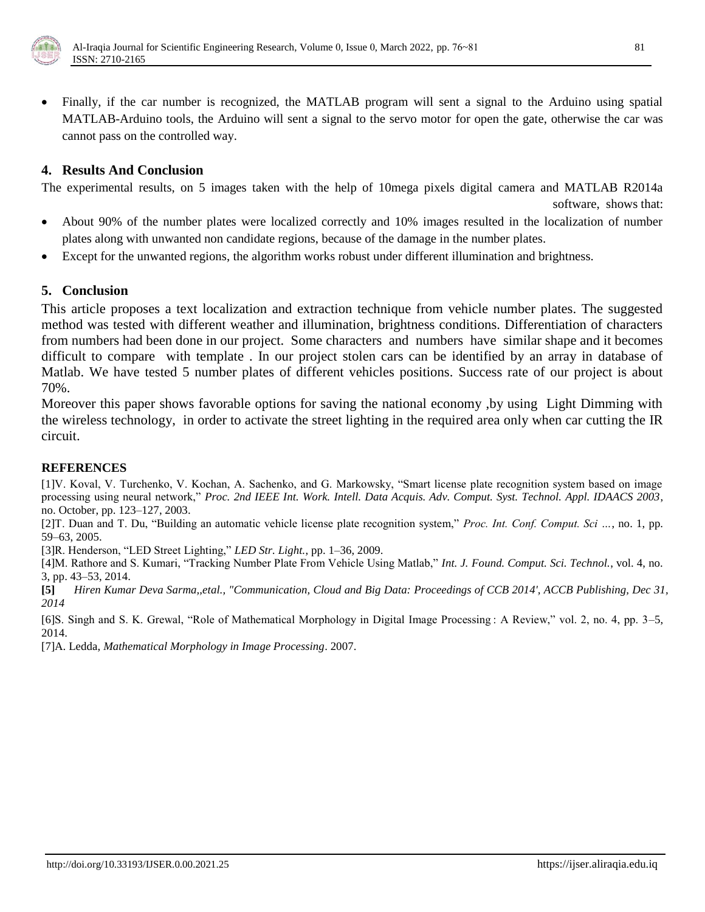- Finally, if the car number is recognized, the MATLAB program will sent a signal to the Arduino using spatial MATLAB-Arduino tools, the Arduino will sent a signal to the servo motor for open the gate, otherwise the car was cannot pass on the controlled way.

## 4. Results And Conclusion

The experimental results, on 5 images taken with the help of 10mega pixels digital camera and MATLAB R2014a software, shows that:

- About 90% of the number plates were localized correctly and 10% images resulted in the localization of number plates along with unwanted non candidate regions, because of the damage in the number plates.
- Except for the unwanted regions, the algorithm works robust under different illumination and brightness.

## 5. Conclusion

This article proposes a text localization and extraction technique from vehicle number plates. The suggested method was tested with different weather and illumination, brightness conditions. Differentiation of characters from numbers had been done in our project. Some characters and numbers have similar shape and it becomes difficult to compare with template . In our project stolen cars can be identified by an array in database of Matlab. We have tested 5 number plates of different vehicles positions. Success rate of our project is about 70%.

Moreover this paper shows favorable options for saving the national economy ,by using Light Dimming with the wireless technology, in order to activate the street lighting in the required area only when car cutting the IR circuit.

## REFERENCES

[1]V. Koval, V. Turchenko, V. Kochan, A. Sachenko, and G. Markowsky, "Smart license plate recognition system based on image processing using neural network," *Proc. 2nd IEEE Int. Work. Intell. Data Acquis. Adv. Comput. Syst. Technol. Appl. IDAACS 2003*, no. October, pp. 123–127, 2003.

[2]T. Duan and T. Du, "Building an automatic vehicle license plate recognition system," *Proc. Int. Conf. Comput. Sci ...*, no. 1, pp. 59–63, 2005.

[3]R. Henderson, "LED Street Lighting," *LED Str. Light.*, pp. 1–36, 2009.

[4]M. Rathore and S. Kumari, "Tracking Number Plate From Vehicle Using Matlab," *Int. J. Found. Comput. Sci. Technol.*, vol. 4, no. 3, pp. 43–53, 2014.

**[5]** *Hiren Kumar Deva Sarma,,etal., "Communication, Cloud and Big Data: Proceedings of CCB 2014', ACCB Publishing, Dec 31, 2014*

[6]S. Singh and S. K. Grewal, "Role of Mathematical Morphology in Digital Image Processing : A Review," vol. 2, no. 4, pp. 3–5, 2014.

[7]A. Ledda, *Mathematical Morphology in Image Processing*. 2007.